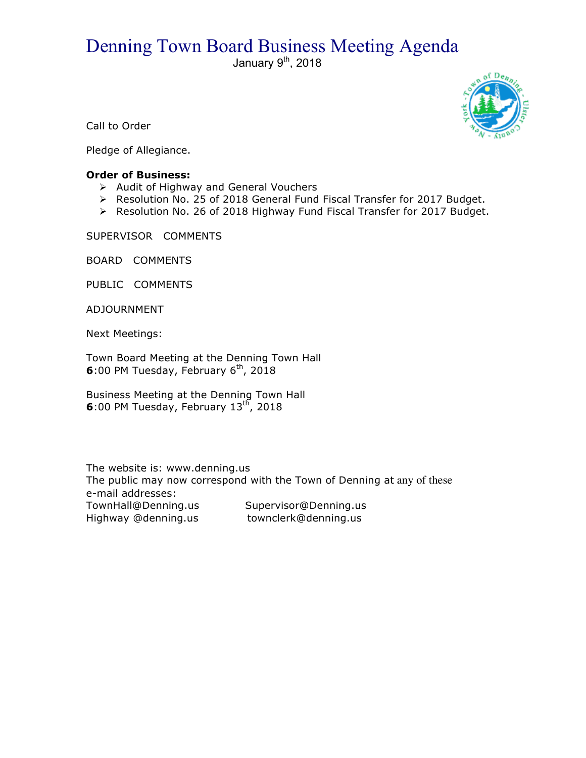# Denning Town Board Business Meeting Agenda

January 9th, 2018

Call to Order

Pledge of Allegiance.

**Order of Business:**

- Audit of Highway and General Vouchers
- Resolution No. 25 of 2018 General Fund Fiscal Transfer for 2017 Budget.
- Resolution No. 26 of 2018 Highway Fund Fiscal Transfer for 2017 Budget.

SUPERVISOR COMMENTS

BOARD COMMENTS

PUBLIC COMMENTS

ADJOURNMENT

Next Meetings:

Town Board Meeting at the Denning Town Hall
**6**:00 PM Tuesday, February 6th, 2018

Business Meeting at the Denning Town Hall
**6**:00 PM Tuesday, February 13th, 2018

The website is: www.denning.us
The public may now correspond with the Town of Denning at any of these e-mail addresses:

TownHall@Denning.us Supervisor@Denning.us
Highway @denning.us townclerk@denning.us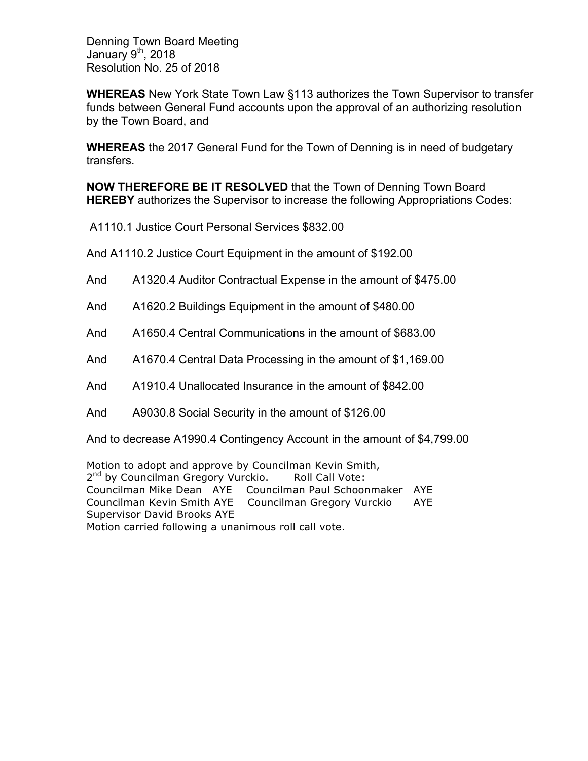Denning Town Board Meeting
January 9th, 2018
Resolution No. 25 of 2018

**WHEREAS** New York State Town Law §113 authorizes the Town Supervisor to transfer funds between General Fund accounts upon the approval of an authorizing resolution by the Town Board, and

**WHEREAS** the 2017 General Fund for the Town of Denning is in need of budgetary transfers.

**NOW THEREFORE BE IT RESOLVED** that the Town of Denning Town Board **HEREBY** authorizes the Supervisor to increase the following Appropriations Codes:

A1110.1 Justice Court Personal Services $832.00

And A1110.2 Justice Court Equipment in the amount of $192.00

And A1320.4 Auditor Contractual Expense in the amount of $475.00

And A1620.2 Buildings Equipment in the amount of $480.00

And A1650.4 Central Communications in the amount of $683.00

And A1670.4 Central Data Processing in the amount of $1,169.00

And A1910.4 Unallocated Insurance in the amount of $842.00

And A9030.8 Social Security in the amount of $126.00

And to decrease A1990.4 Contingency Account in the amount of $4,799.00

Motion to adopt and approve by Councilman Kevin Smith,
2nd by Councilman Gregory Vurckio. Roll Call Vote:
Councilman Mike Dean AYE Councilman Paul Schoonmaker AYE
Councilman Kevin Smith AYE Councilman Gregory Vurckio AYE
Supervisor David Brooks AYE
Motion carried following a unanimous roll call vote.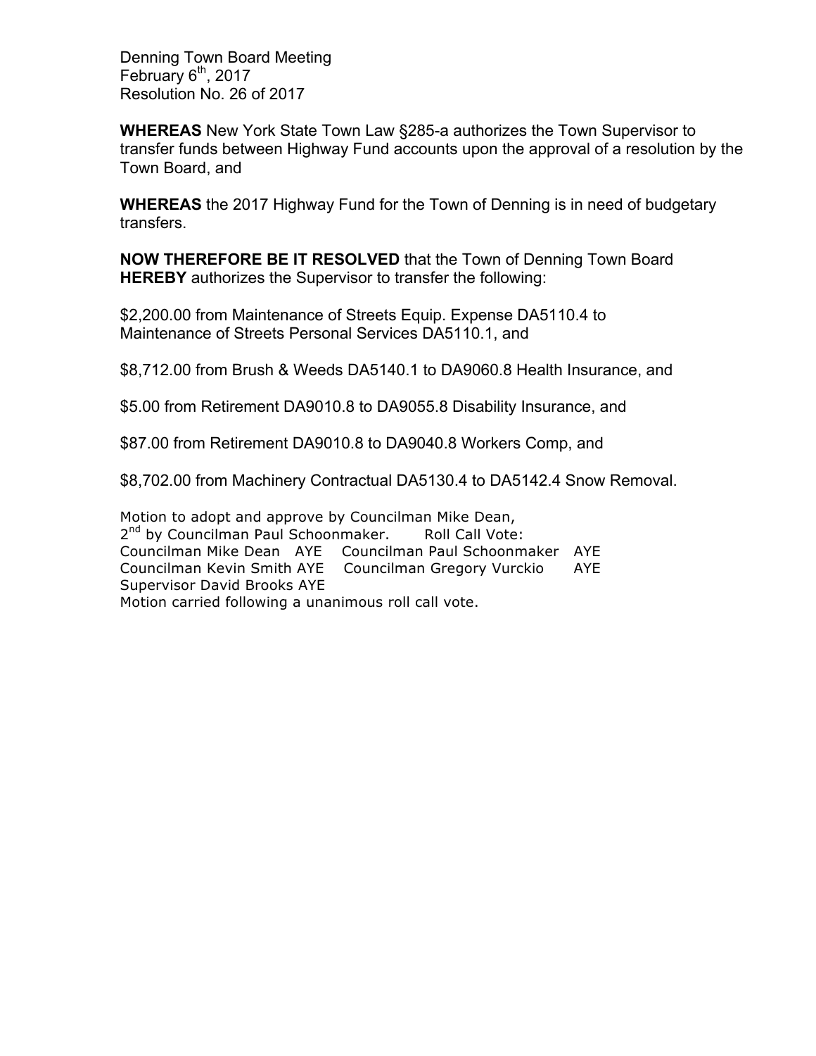Denning Town Board Meeting
February 6th, 2017
Resolution No. 26 of 2017

**WHEREAS** New York State Town Law §285-a authorizes the Town Supervisor to transfer funds between Highway Fund accounts upon the approval of a resolution by the Town Board, and

**WHEREAS** the 2017 Highway Fund for the Town of Denning is in need of budgetary transfers.

**NOW THEREFORE BE IT RESOLVED** that the Town of Denning Town Board **HEREBY** authorizes the Supervisor to transfer the following:

$2,200.00 from Maintenance of Streets Equip. Expense DA5110.4 to Maintenance of Streets Personal Services DA5110.1, and

$8,712.00 from Brush & Weeds DA5140.1 to DA9060.8 Health Insurance, and

$5.00 from Retirement DA9010.8 to DA9055.8 Disability Insurance, and

$87.00 from Retirement DA9010.8 to DA9040.8 Workers Comp, and

$8,702.00 from Machinery Contractual DA5130.4 to DA5142.4 Snow Removal.

Motion to adopt and approve by Councilman Mike Dean,
2nd by Councilman Paul Schoonmaker. Roll Call Vote:
Councilman Mike Dean AYE Councilman Paul Schoonmaker AYE
Councilman Kevin Smith AYE Councilman Gregory Vurckio AYE
Supervisor David Brooks AYE
Motion carried following a unanimous roll call vote.